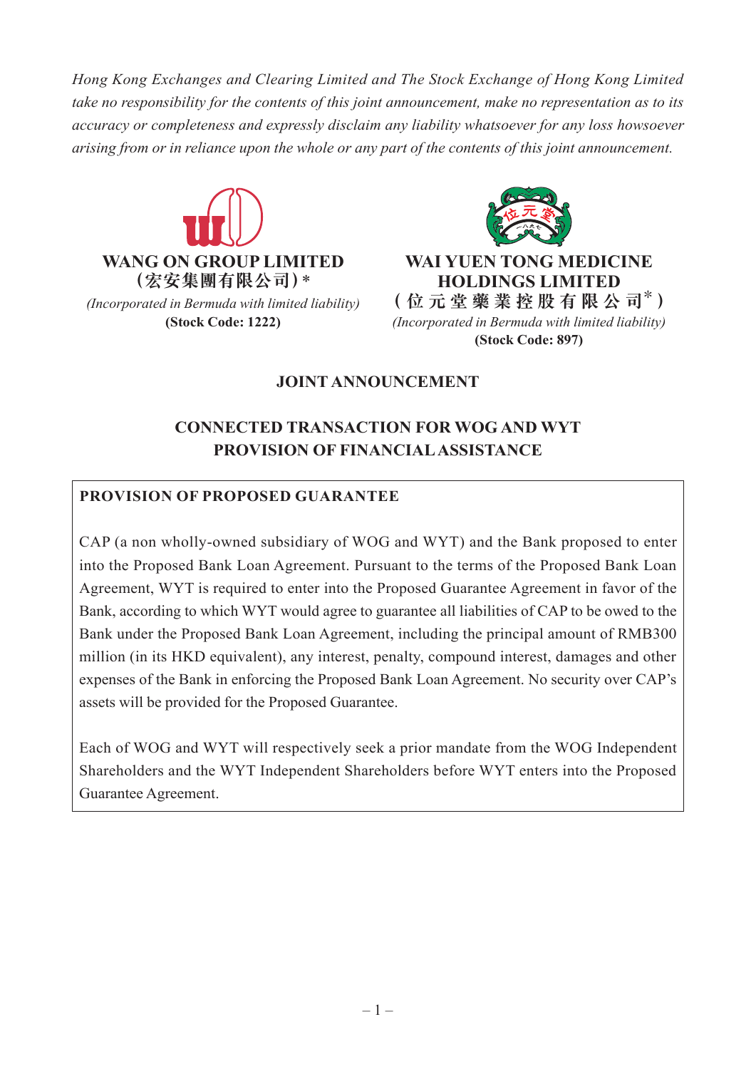*Hong Kong Exchanges and Clearing Limited and The Stock Exchange of Hong Kong Limited take no responsibility for the contents of this joint announcement, make no representation as to its accuracy or completeness and expressly disclaim any liability whatsoever for any loss howsoever arising from or in reliance upon the whole or any part of the contents of this joint announcement.*

**WANG ON GROUP LIMITED**
**(宏安集團有限公司)\***
*(Incorporated in Bermuda with limited liability)*
**(Stock Code: 1222)**

**WAI YUEN TONG MEDICINE HOLDINGS LIMITED**
**(位元堂藥業控股有限公司\*)**
*(Incorporated in Bermuda with limited liability)*
**(Stock Code: 897)**

# JOINT ANNOUNCEMENT

## CONNECTED TRANSACTION FOR WOG AND WYT PROVISION OF FINANCIAL ASSISTANCE

**PROVISION OF PROPOSED GUARANTEE**

CAP (a non wholly-owned subsidiary of WOG and WYT) and the Bank proposed to enter into the Proposed Bank Loan Agreement. Pursuant to the terms of the Proposed Bank Loan Agreement, WYT is required to enter into the Proposed Guarantee Agreement in favor of the Bank, according to which WYT would agree to guarantee all liabilities of CAP to be owed to the Bank under the Proposed Bank Loan Agreement, including the principal amount of RMB300 million (in its HKD equivalent), any interest, penalty, compound interest, damages and other expenses of the Bank in enforcing the Proposed Bank Loan Agreement. No security over CAP's assets will be provided for the Proposed Guarantee.

Each of WOG and WYT will respectively seek a prior mandate from the WOG Independent Shareholders and the WYT Independent Shareholders before WYT enters into the Proposed Guarantee Agreement.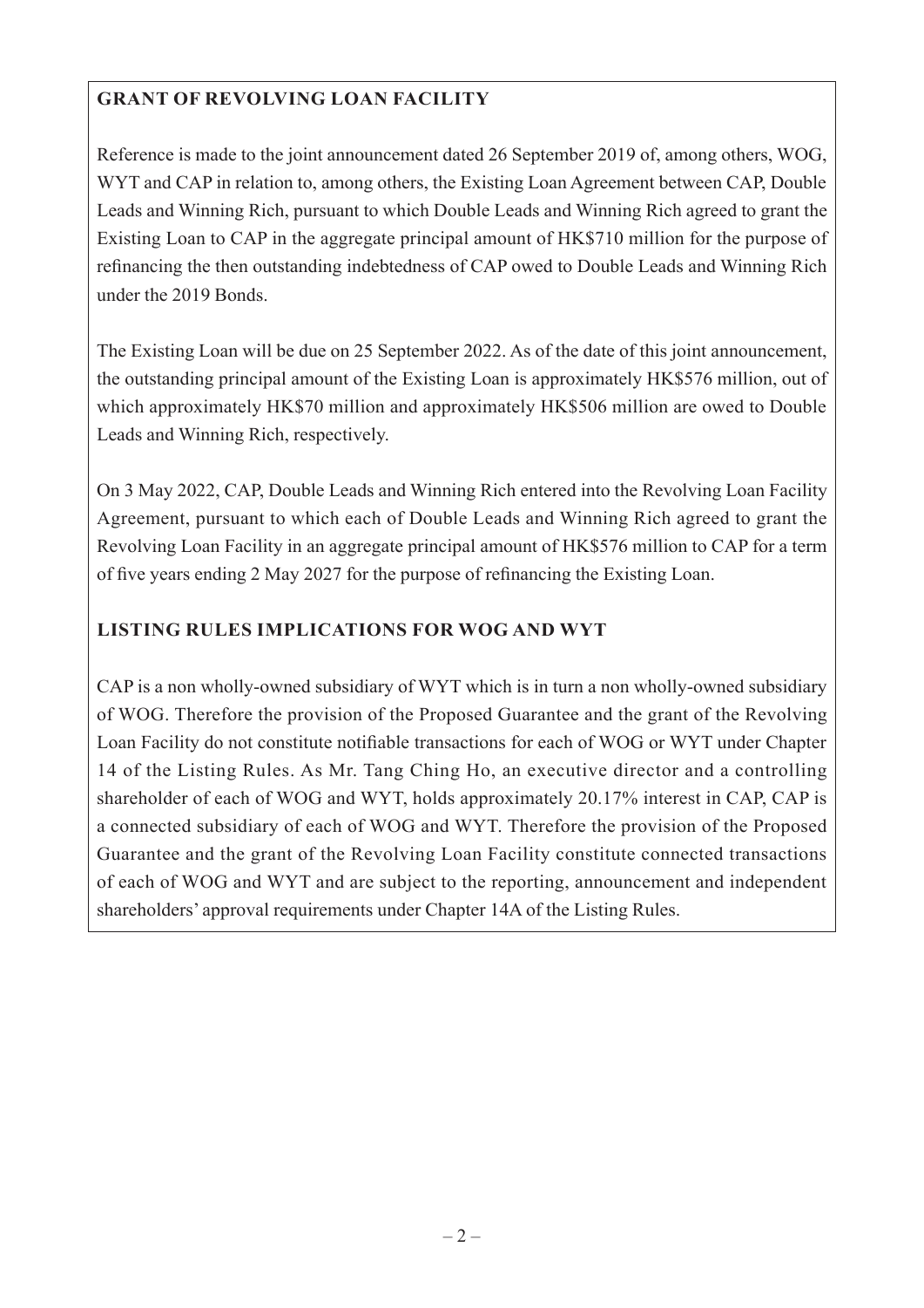## GRANT OF REVOLVING LOAN FACILITY

Reference is made to the joint announcement dated 26 September 2019 of, among others, WOG, WYT and CAP in relation to, among others, the Existing Loan Agreement between CAP, Double Leads and Winning Rich, pursuant to which Double Leads and Winning Rich agreed to grant the Existing Loan to CAP in the aggregate principal amount of HK$710 million for the purpose of refinancing the then outstanding indebtedness of CAP owed to Double Leads and Winning Rich under the 2019 Bonds.

The Existing Loan will be due on 25 September 2022. As of the date of this joint announcement, the outstanding principal amount of the Existing Loan is approximately HK$576 million, out of which approximately HK$70 million and approximately HK$506 million are owed to Double Leads and Winning Rich, respectively.

On 3 May 2022, CAP, Double Leads and Winning Rich entered into the Revolving Loan Facility Agreement, pursuant to which each of Double Leads and Winning Rich agreed to grant the Revolving Loan Facility in an aggregate principal amount of HK$576 million to CAP for a term of five years ending 2 May 2027 for the purpose of refinancing the Existing Loan.

## LISTING RULES IMPLICATIONS FOR WOG AND WYT

CAP is a non wholly-owned subsidiary of WYT which is in turn a non wholly-owned subsidiary of WOG. Therefore the provision of the Proposed Guarantee and the grant of the Revolving Loan Facility do not constitute notifiable transactions for each of WOG or WYT under Chapter 14 of the Listing Rules. As Mr. Tang Ching Ho, an executive director and a controlling shareholder of each of WOG and WYT, holds approximately 20.17% interest in CAP, CAP is a connected subsidiary of each of WOG and WYT. Therefore the provision of the Proposed Guarantee and the grant of the Revolving Loan Facility constitute connected transactions of each of WOG and WYT and are subject to the reporting, announcement and independent shareholders' approval requirements under Chapter 14A of the Listing Rules.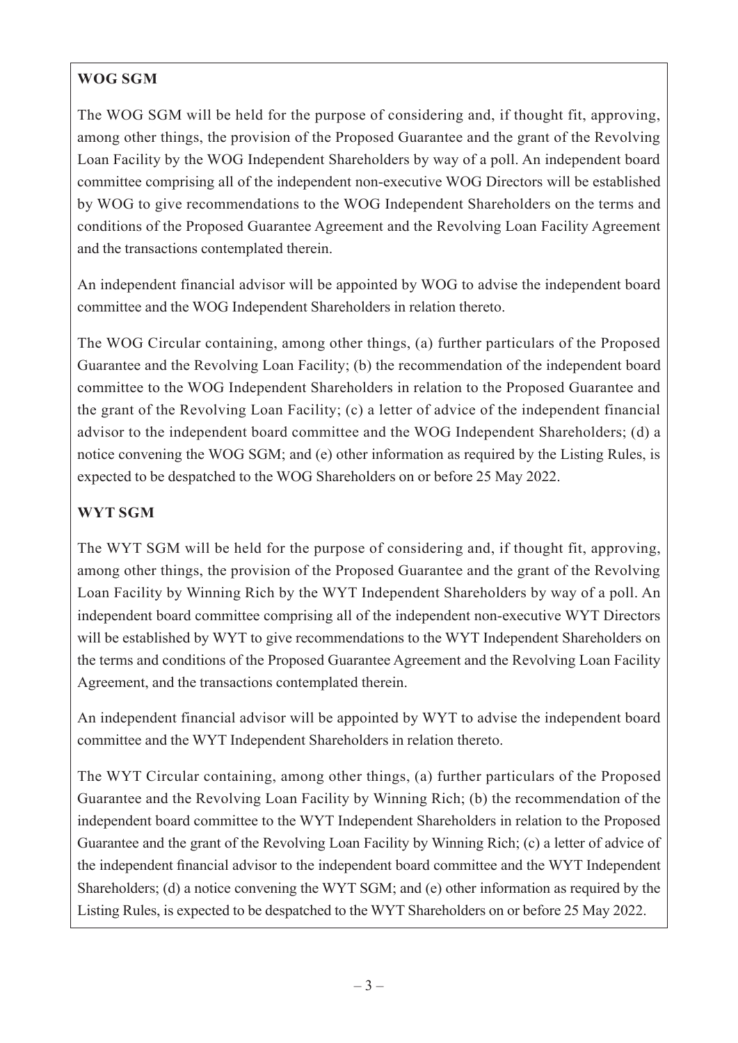**WOG SGM**

The WOG SGM will be held for the purpose of considering and, if thought fit, approving, among other things, the provision of the Proposed Guarantee and the grant of the Revolving Loan Facility by the WOG Independent Shareholders by way of a poll. An independent board committee comprising all of the independent non-executive WOG Directors will be established by WOG to give recommendations to the WOG Independent Shareholders on the terms and conditions of the Proposed Guarantee Agreement and the Revolving Loan Facility Agreement and the transactions contemplated therein.

An independent financial advisor will be appointed by WOG to advise the independent board committee and the WOG Independent Shareholders in relation thereto.

The WOG Circular containing, among other things, (a) further particulars of the Proposed Guarantee and the Revolving Loan Facility; (b) the recommendation of the independent board committee to the WOG Independent Shareholders in relation to the Proposed Guarantee and the grant of the Revolving Loan Facility; (c) a letter of advice of the independent financial advisor to the independent board committee and the WOG Independent Shareholders; (d) a notice convening the WOG SGM; and (e) other information as required by the Listing Rules, is expected to be despatched to the WOG Shareholders on or before 25 May 2022.

**WYT SGM**

The WYT SGM will be held for the purpose of considering and, if thought fit, approving, among other things, the provision of the Proposed Guarantee and the grant of the Revolving Loan Facility by Winning Rich by the WYT Independent Shareholders by way of a poll. An independent board committee comprising all of the independent non-executive WYT Directors will be established by WYT to give recommendations to the WYT Independent Shareholders on the terms and conditions of the Proposed Guarantee Agreement and the Revolving Loan Facility Agreement, and the transactions contemplated therein.

An independent financial advisor will be appointed by WYT to advise the independent board committee and the WYT Independent Shareholders in relation thereto.

The WYT Circular containing, among other things, (a) further particulars of the Proposed Guarantee and the Revolving Loan Facility by Winning Rich; (b) the recommendation of the independent board committee to the WYT Independent Shareholders in relation to the Proposed Guarantee and the grant of the Revolving Loan Facility by Winning Rich; (c) a letter of advice of the independent financial advisor to the independent board committee and the WYT Independent Shareholders; (d) a notice convening the WYT SGM; and (e) other information as required by the Listing Rules, is expected to be despatched to the WYT Shareholders on or before 25 May 2022.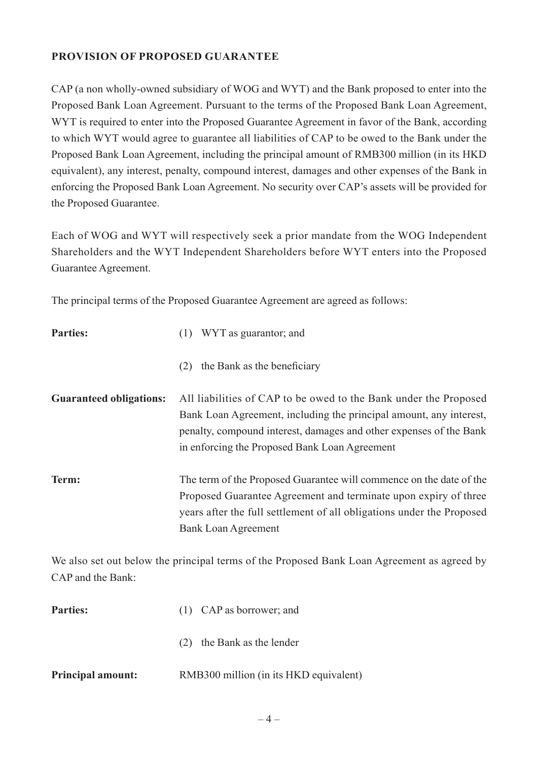## PROVISION OF PROPOSED GUARANTEE

CAP (a non wholly-owned subsidiary of WOG and WYT) and the Bank proposed to enter into the Proposed Bank Loan Agreement. Pursuant to the terms of the Proposed Bank Loan Agreement, WYT is required to enter into the Proposed Guarantee Agreement in favor of the Bank, according to which WYT would agree to guarantee all liabilities of CAP to be owed to the Bank under the Proposed Bank Loan Agreement, including the principal amount of RMB300 million (in its HKD equivalent), any interest, penalty, compound interest, damages and other expenses of the Bank in enforcing the Proposed Bank Loan Agreement. No security over CAP's assets will be provided for the Proposed Guarantee.

Each of WOG and WYT will respectively seek a prior mandate from the WOG Independent Shareholders and the WYT Independent Shareholders before WYT enters into the Proposed Guarantee Agreement.

The principal terms of the Proposed Guarantee Agreement are agreed as follows:

**Parties:** (1) WYT as guarantor; and

(2) the Bank as the beneficiary

**Guaranteed obligations:** All liabilities of CAP to be owed to the Bank under the Proposed Bank Loan Agreement, including the principal amount, any interest, penalty, compound interest, damages and other expenses of the Bank in enforcing the Proposed Bank Loan Agreement

**Term:** The term of the Proposed Guarantee will commence on the date of the Proposed Guarantee Agreement and terminate upon expiry of three years after the full settlement of all obligations under the Proposed Bank Loan Agreement

We also set out below the principal terms of the Proposed Bank Loan Agreement as agreed by CAP and the Bank:

**Parties:** (1) CAP as borrower; and

(2) the Bank as the lender

**Principal amount:** RMB300 million (in its HKD equivalent)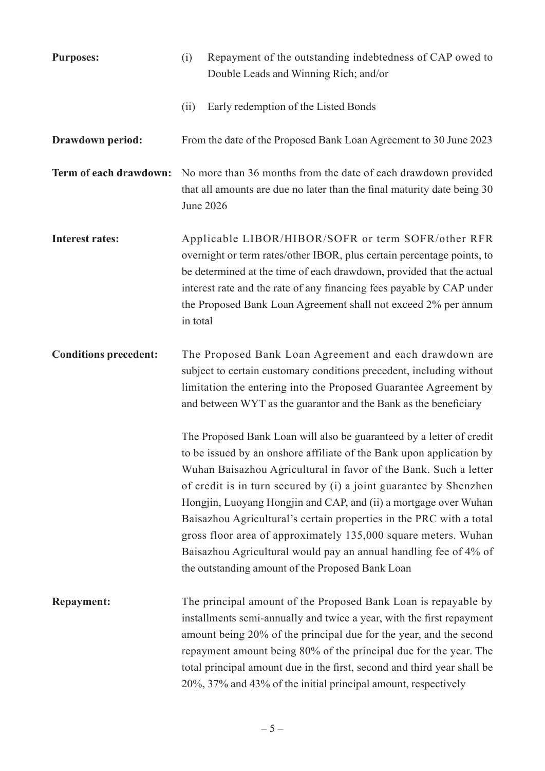| | |
|---|---|
| **Purposes:** | (i) Repayment of the outstanding indebtedness of CAP owed to Double Leads and Winning Rich; and/or<br><br>(ii) Early redemption of the Listed Bonds |
| **Drawdown period:** | From the date of the Proposed Bank Loan Agreement to 30 June 2023 |
| **Term of each drawdown:** | No more than 36 months from the date of each drawdown provided that all amounts are due no later than the final maturity date being 30 June 2026 |
| **Interest rates:** | Applicable LIBOR/HIBOR/SOFR or term SOFR/other RFR overnight or term rates/other IBOR, plus certain percentage points, to be determined at the time of each drawdown, provided that the actual interest rate and the rate of any financing fees payable by CAP under the Proposed Bank Loan Agreement shall not exceed 2% per annum in total |
| **Conditions precedent:** | The Proposed Bank Loan Agreement and each drawdown are subject to certain customary conditions precedent, including without limitation the entering into the Proposed Guarantee Agreement by and between WYT as the guarantor and the Bank as the beneficiary<br><br>The Proposed Bank Loan will also be guaranteed by a letter of credit to be issued by an onshore affiliate of the Bank upon application by Wuhan Baisazhou Agricultural in favor of the Bank. Such a letter of credit is in turn secured by (i) a joint guarantee by Shenzhen Hongjin, Luoyang Hongjin and CAP, and (ii) a mortgage over Wuhan Baisazhou Agricultural's certain properties in the PRC with a total gross floor area of approximately 135,000 square meters. Wuhan Baisazhou Agricultural would pay an annual handling fee of 4% of the outstanding amount of the Proposed Bank Loan |
| **Repayment:** | The principal amount of the Proposed Bank Loan is repayable by installments semi-annually and twice a year, with the first repayment amount being 20% of the principal due for the year, and the second repayment amount being 80% of the principal due for the year. The total principal amount due in the first, second and third year shall be 20%, 37% and 43% of the initial principal amount, respectively |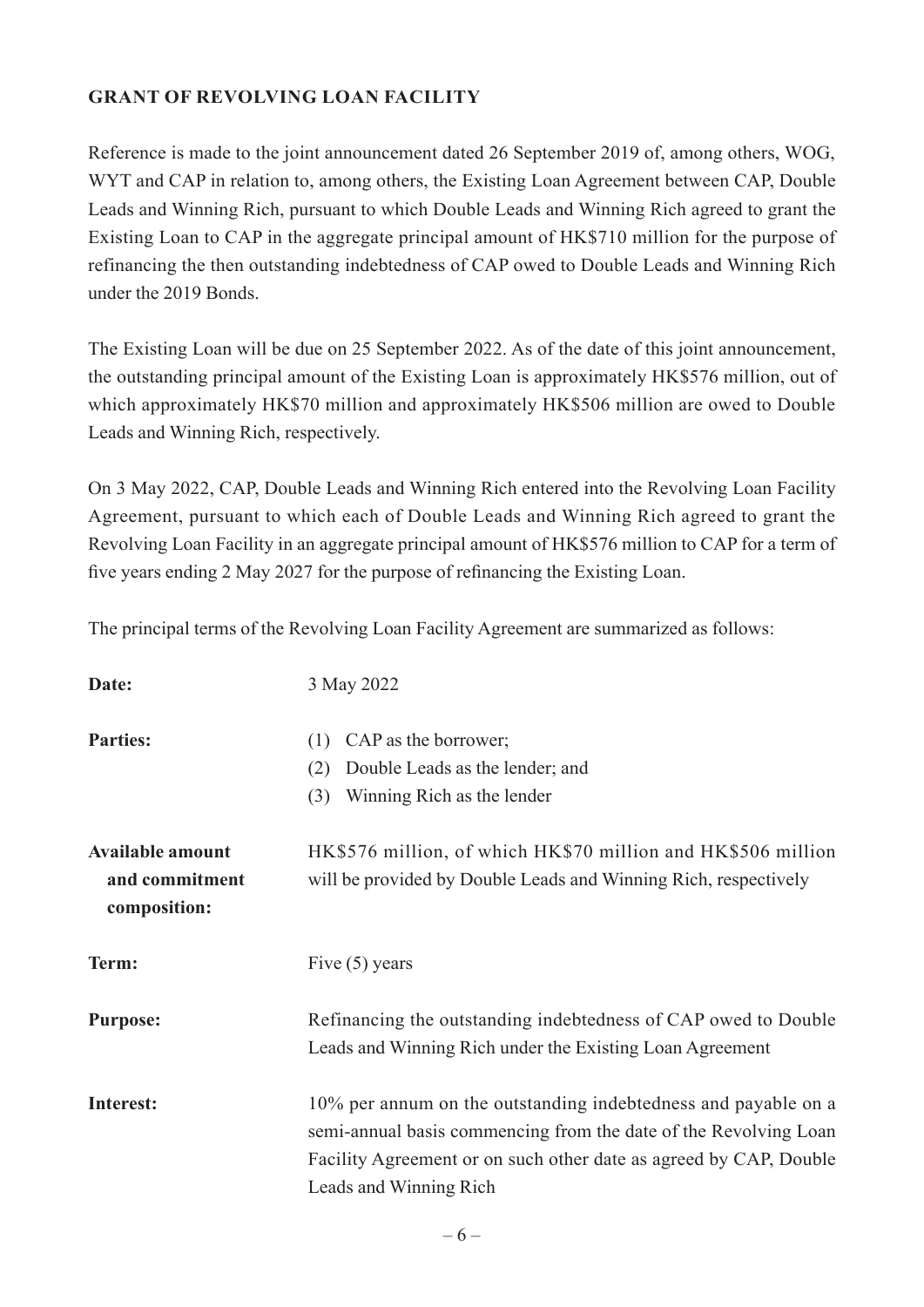**GRANT OF REVOLVING LOAN FACILITY**

Reference is made to the joint announcement dated 26 September 2019 of, among others, WOG, WYT and CAP in relation to, among others, the Existing Loan Agreement between CAP, Double Leads and Winning Rich, pursuant to which Double Leads and Winning Rich agreed to grant the Existing Loan to CAP in the aggregate principal amount of HK$710 million for the purpose of refinancing the then outstanding indebtedness of CAP owed to Double Leads and Winning Rich under the 2019 Bonds.

The Existing Loan will be due on 25 September 2022. As of the date of this joint announcement, the outstanding principal amount of the Existing Loan is approximately HK$576 million, out of which approximately HK$70 million and approximately HK$506 million are owed to Double Leads and Winning Rich, respectively.

On 3 May 2022, CAP, Double Leads and Winning Rich entered into the Revolving Loan Facility Agreement, pursuant to which each of Double Leads and Winning Rich agreed to grant the Revolving Loan Facility in an aggregate principal amount of HK$576 million to CAP for a term of five years ending 2 May 2027 for the purpose of refinancing the Existing Loan.

The principal terms of the Revolving Loan Facility Agreement are summarized as follows:

| | |
|---|---|
| **Date:** | 3 May 2022 |
| **Parties:** | (1) CAP as the borrower;<br>(2) Double Leads as the lender; and<br>(3) Winning Rich as the lender |
| **Available amount and commitment composition:** | HK$576 million, of which HK$70 million and HK$506 million will be provided by Double Leads and Winning Rich, respectively |
| **Term:** | Five (5) years |
| **Purpose:** | Refinancing the outstanding indebtedness of CAP owed to Double Leads and Winning Rich under the Existing Loan Agreement |
| **Interest:** | 10% per annum on the outstanding indebtedness and payable on a semi-annual basis commencing from the date of the Revolving Loan Facility Agreement or on such other date as agreed by CAP, Double Leads and Winning Rich |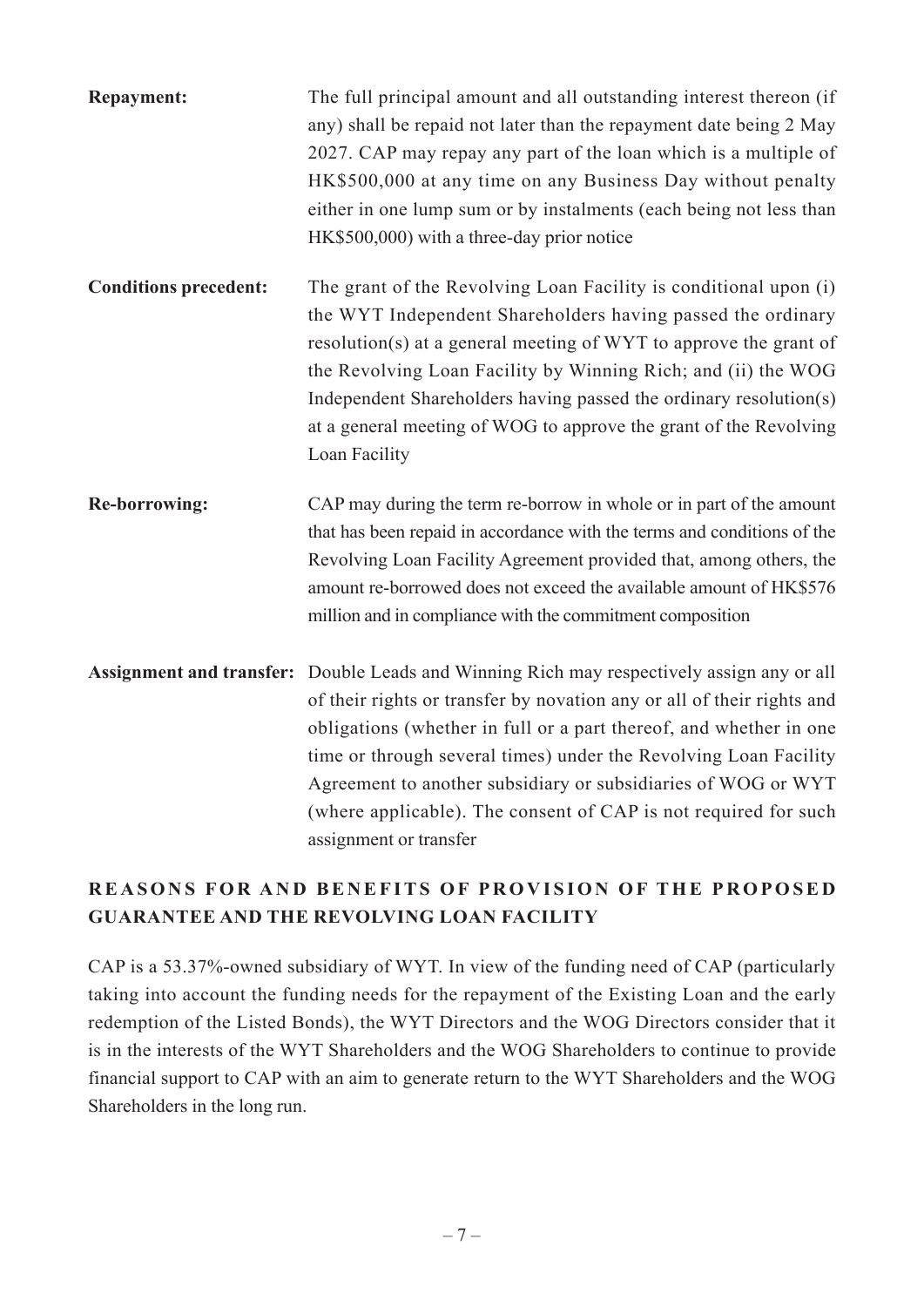**Repayment:** The full principal amount and all outstanding interest thereon (if any) shall be repaid not later than the repayment date being 2 May 2027. CAP may repay any part of the loan which is a multiple of HK$500,000 at any time on any Business Day without penalty either in one lump sum or by instalments (each being not less than HK$500,000) with a three-day prior notice

**Conditions precedent:** The grant of the Revolving Loan Facility is conditional upon (i) the WYT Independent Shareholders having passed the ordinary resolution(s) at a general meeting of WYT to approve the grant of the Revolving Loan Facility by Winning Rich; and (ii) the WOG Independent Shareholders having passed the ordinary resolution(s) at a general meeting of WOG to approve the grant of the Revolving Loan Facility

**Re-borrowing:** CAP may during the term re-borrow in whole or in part of the amount that has been repaid in accordance with the terms and conditions of the Revolving Loan Facility Agreement provided that, among others, the amount re-borrowed does not exceed the available amount of HK$576 million and in compliance with the commitment composition

**Assignment and transfer:** Double Leads and Winning Rich may respectively assign any or all of their rights or transfer by novation any or all of their rights and obligations (whether in full or a part thereof, and whether in one time or through several times) under the Revolving Loan Facility Agreement to another subsidiary or subsidiaries of WOG or WYT (where applicable). The consent of CAP is not required for such assignment or transfer

## REASONS FOR AND BENEFITS OF PROVISION OF THE PROPOSED GUARANTEE AND THE REVOLVING LOAN FACILITY

CAP is a 53.37%-owned subsidiary of WYT. In view of the funding need of CAP (particularly taking into account the funding needs for the repayment of the Existing Loan and the early redemption of the Listed Bonds), the WYT Directors and the WOG Directors consider that it is in the interests of the WYT Shareholders and the WOG Shareholders to continue to provide financial support to CAP with an aim to generate return to the WYT Shareholders and the WOG Shareholders in the long run.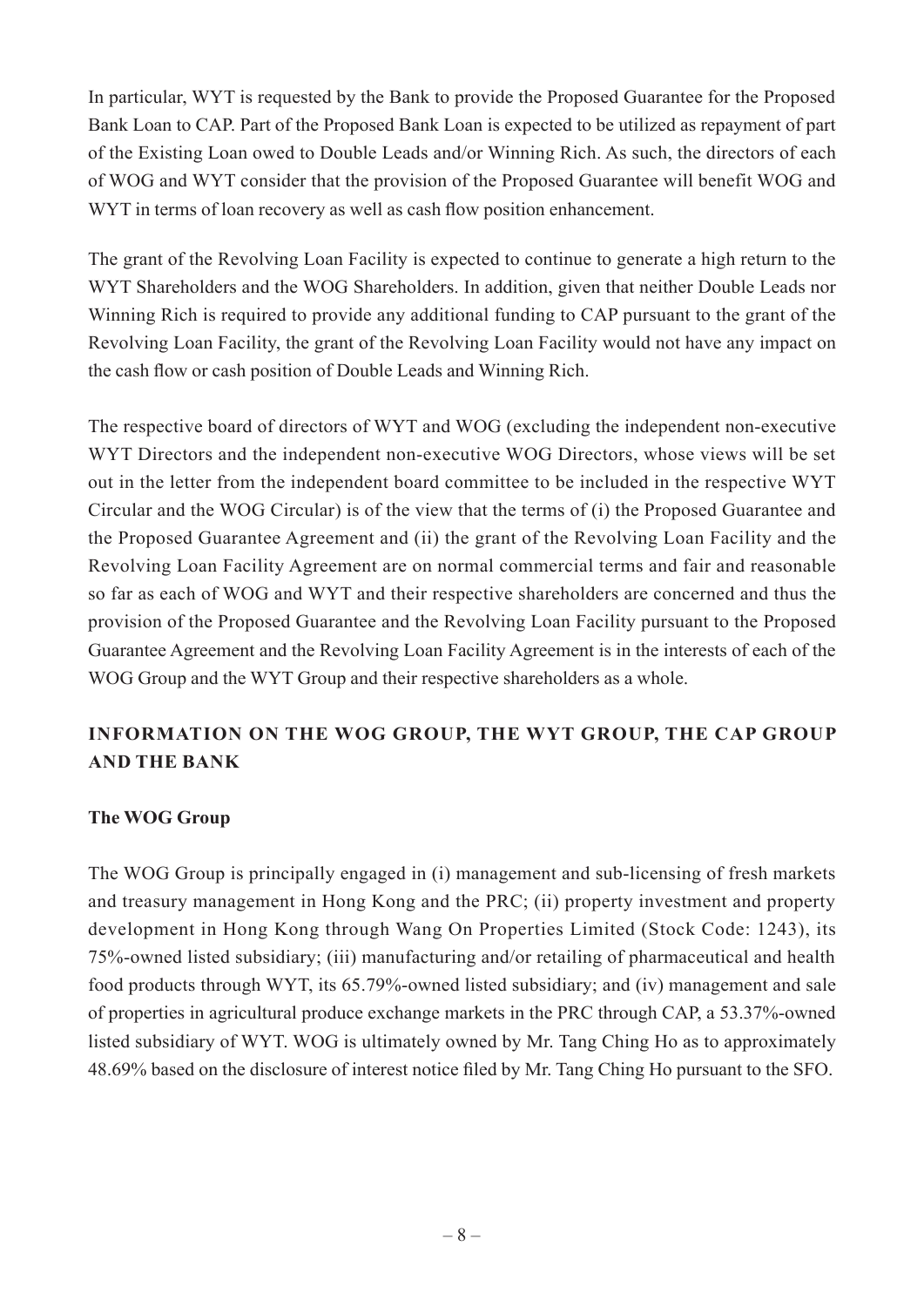In particular, WYT is requested by the Bank to provide the Proposed Guarantee for the Proposed Bank Loan to CAP. Part of the Proposed Bank Loan is expected to be utilized as repayment of part of the Existing Loan owed to Double Leads and/or Winning Rich. As such, the directors of each of WOG and WYT consider that the provision of the Proposed Guarantee will benefit WOG and WYT in terms of loan recovery as well as cash flow position enhancement.

The grant of the Revolving Loan Facility is expected to continue to generate a high return to the WYT Shareholders and the WOG Shareholders. In addition, given that neither Double Leads nor Winning Rich is required to provide any additional funding to CAP pursuant to the grant of the Revolving Loan Facility, the grant of the Revolving Loan Facility would not have any impact on the cash flow or cash position of Double Leads and Winning Rich.

The respective board of directors of WYT and WOG (excluding the independent non-executive WYT Directors and the independent non-executive WOG Directors, whose views will be set out in the letter from the independent board committee to be included in the respective WYT Circular and the WOG Circular) is of the view that the terms of (i) the Proposed Guarantee and the Proposed Guarantee Agreement and (ii) the grant of the Revolving Loan Facility and the Revolving Loan Facility Agreement are on normal commercial terms and fair and reasonable so far as each of WOG and WYT and their respective shareholders are concerned and thus the provision of the Proposed Guarantee and the Revolving Loan Facility pursuant to the Proposed Guarantee Agreement and the Revolving Loan Facility Agreement is in the interests of each of the WOG Group and the WYT Group and their respective shareholders as a whole.

## INFORMATION ON THE WOG GROUP, THE WYT GROUP, THE CAP GROUP AND THE BANK

### The WOG Group

The WOG Group is principally engaged in (i) management and sub-licensing of fresh markets and treasury management in Hong Kong and the PRC; (ii) property investment and property development in Hong Kong through Wang On Properties Limited (Stock Code: 1243), its 75%-owned listed subsidiary; (iii) manufacturing and/or retailing of pharmaceutical and health food products through WYT, its 65.79%-owned listed subsidiary; and (iv) management and sale of properties in agricultural produce exchange markets in the PRC through CAP, a 53.37%-owned listed subsidiary of WYT. WOG is ultimately owned by Mr. Tang Ching Ho as to approximately 48.69% based on the disclosure of interest notice filed by Mr. Tang Ching Ho pursuant to the SFO.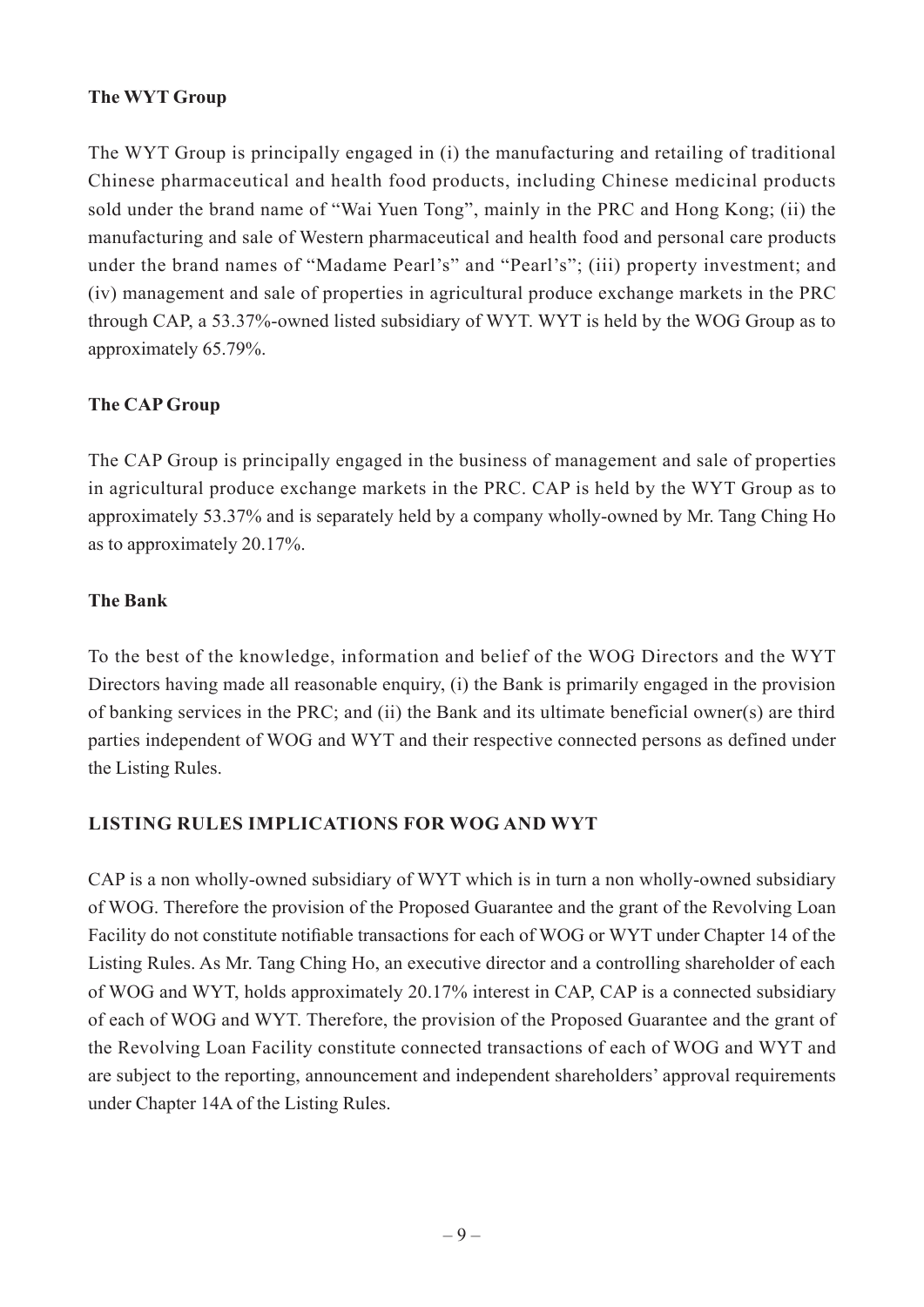**The WYT Group**

The WYT Group is principally engaged in (i) the manufacturing and retailing of traditional Chinese pharmaceutical and health food products, including Chinese medicinal products sold under the brand name of "Wai Yuen Tong", mainly in the PRC and Hong Kong; (ii) the manufacturing and sale of Western pharmaceutical and health food and personal care products under the brand names of "Madame Pearl's" and "Pearl's"; (iii) property investment; and (iv) management and sale of properties in agricultural produce exchange markets in the PRC through CAP, a 53.37%-owned listed subsidiary of WYT. WYT is held by the WOG Group as to approximately 65.79%.

**The CAP Group**

The CAP Group is principally engaged in the business of management and sale of properties in agricultural produce exchange markets in the PRC. CAP is held by the WYT Group as to approximately 53.37% and is separately held by a company wholly-owned by Mr. Tang Ching Ho as to approximately 20.17%.

**The Bank**

To the best of the knowledge, information and belief of the WOG Directors and the WYT Directors having made all reasonable enquiry, (i) the Bank is primarily engaged in the provision of banking services in the PRC; and (ii) the Bank and its ultimate beneficial owner(s) are third parties independent of WOG and WYT and their respective connected persons as defined under the Listing Rules.

## LISTING RULES IMPLICATIONS FOR WOG AND WYT

CAP is a non wholly-owned subsidiary of WYT which is in turn a non wholly-owned subsidiary of WOG. Therefore the provision of the Proposed Guarantee and the grant of the Revolving Loan Facility do not constitute notifiable transactions for each of WOG or WYT under Chapter 14 of the Listing Rules. As Mr. Tang Ching Ho, an executive director and a controlling shareholder of each of WOG and WYT, holds approximately 20.17% interest in CAP, CAP is a connected subsidiary of each of WOG and WYT. Therefore, the provision of the Proposed Guarantee and the grant of the Revolving Loan Facility constitute connected transactions of each of WOG and WYT and are subject to the reporting, announcement and independent shareholders' approval requirements under Chapter 14A of the Listing Rules.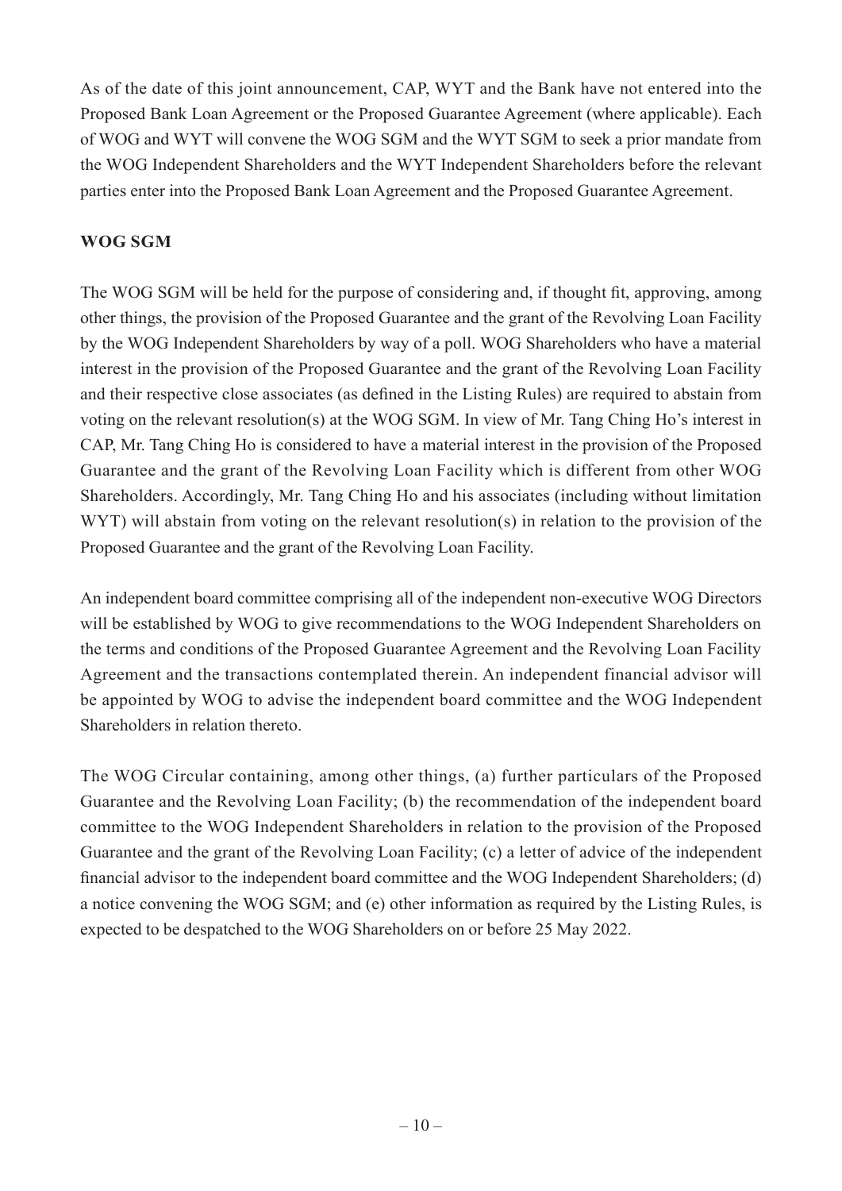As of the date of this joint announcement, CAP, WYT and the Bank have not entered into the Proposed Bank Loan Agreement or the Proposed Guarantee Agreement (where applicable). Each of WOG and WYT will convene the WOG SGM and the WYT SGM to seek a prior mandate from the WOG Independent Shareholders and the WYT Independent Shareholders before the relevant parties enter into the Proposed Bank Loan Agreement and the Proposed Guarantee Agreement.

**WOG SGM**

The WOG SGM will be held for the purpose of considering and, if thought fit, approving, among other things, the provision of the Proposed Guarantee and the grant of the Revolving Loan Facility by the WOG Independent Shareholders by way of a poll. WOG Shareholders who have a material interest in the provision of the Proposed Guarantee and the grant of the Revolving Loan Facility and their respective close associates (as defined in the Listing Rules) are required to abstain from voting on the relevant resolution(s) at the WOG SGM. In view of Mr. Tang Ching Ho's interest in CAP, Mr. Tang Ching Ho is considered to have a material interest in the provision of the Proposed Guarantee and the grant of the Revolving Loan Facility which is different from other WOG Shareholders. Accordingly, Mr. Tang Ching Ho and his associates (including without limitation WYT) will abstain from voting on the relevant resolution(s) in relation to the provision of the Proposed Guarantee and the grant of the Revolving Loan Facility.

An independent board committee comprising all of the independent non-executive WOG Directors will be established by WOG to give recommendations to the WOG Independent Shareholders on the terms and conditions of the Proposed Guarantee Agreement and the Revolving Loan Facility Agreement and the transactions contemplated therein. An independent financial advisor will be appointed by WOG to advise the independent board committee and the WOG Independent Shareholders in relation thereto.

The WOG Circular containing, among other things, (a) further particulars of the Proposed Guarantee and the Revolving Loan Facility; (b) the recommendation of the independent board committee to the WOG Independent Shareholders in relation to the provision of the Proposed Guarantee and the grant of the Revolving Loan Facility; (c) a letter of advice of the independent financial advisor to the independent board committee and the WOG Independent Shareholders; (d) a notice convening the WOG SGM; and (e) other information as required by the Listing Rules, is expected to be despatched to the WOG Shareholders on or before 25 May 2022.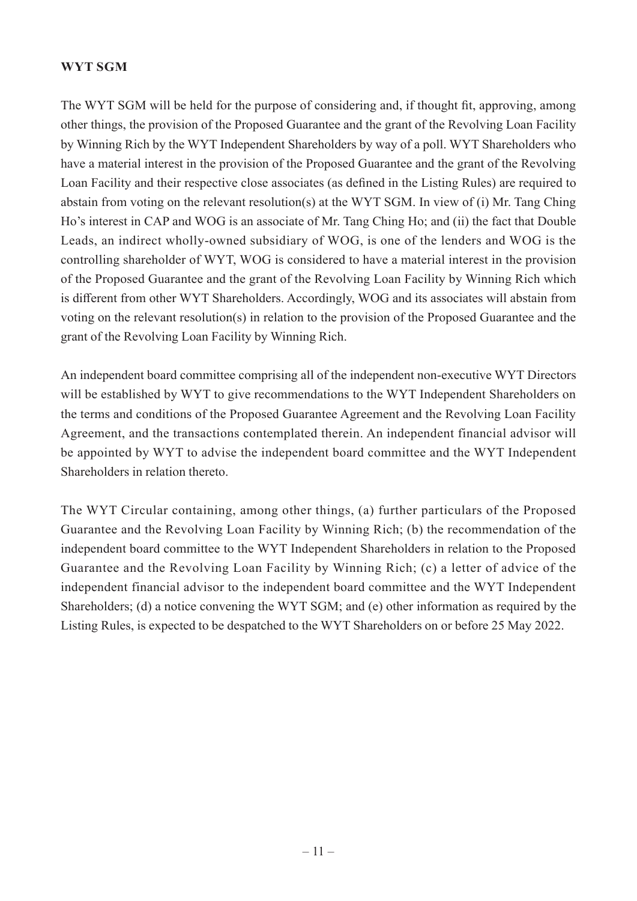**WYT SGM**

The WYT SGM will be held for the purpose of considering and, if thought fit, approving, among other things, the provision of the Proposed Guarantee and the grant of the Revolving Loan Facility by Winning Rich by the WYT Independent Shareholders by way of a poll. WYT Shareholders who have a material interest in the provision of the Proposed Guarantee and the grant of the Revolving Loan Facility and their respective close associates (as defined in the Listing Rules) are required to abstain from voting on the relevant resolution(s) at the WYT SGM. In view of (i) Mr. Tang Ching Ho's interest in CAP and WOG is an associate of Mr. Tang Ching Ho; and (ii) the fact that Double Leads, an indirect wholly-owned subsidiary of WOG, is one of the lenders and WOG is the controlling shareholder of WYT, WOG is considered to have a material interest in the provision of the Proposed Guarantee and the grant of the Revolving Loan Facility by Winning Rich which is different from other WYT Shareholders. Accordingly, WOG and its associates will abstain from voting on the relevant resolution(s) in relation to the provision of the Proposed Guarantee and the grant of the Revolving Loan Facility by Winning Rich.

An independent board committee comprising all of the independent non-executive WYT Directors will be established by WYT to give recommendations to the WYT Independent Shareholders on the terms and conditions of the Proposed Guarantee Agreement and the Revolving Loan Facility Agreement, and the transactions contemplated therein. An independent financial advisor will be appointed by WYT to advise the independent board committee and the WYT Independent Shareholders in relation thereto.

The WYT Circular containing, among other things, (a) further particulars of the Proposed Guarantee and the Revolving Loan Facility by Winning Rich; (b) the recommendation of the independent board committee to the WYT Independent Shareholders in relation to the Proposed Guarantee and the Revolving Loan Facility by Winning Rich; (c) a letter of advice of the independent financial advisor to the independent board committee and the WYT Independent Shareholders; (d) a notice convening the WYT SGM; and (e) other information as required by the Listing Rules, is expected to be despatched to the WYT Shareholders on or before 25 May 2022.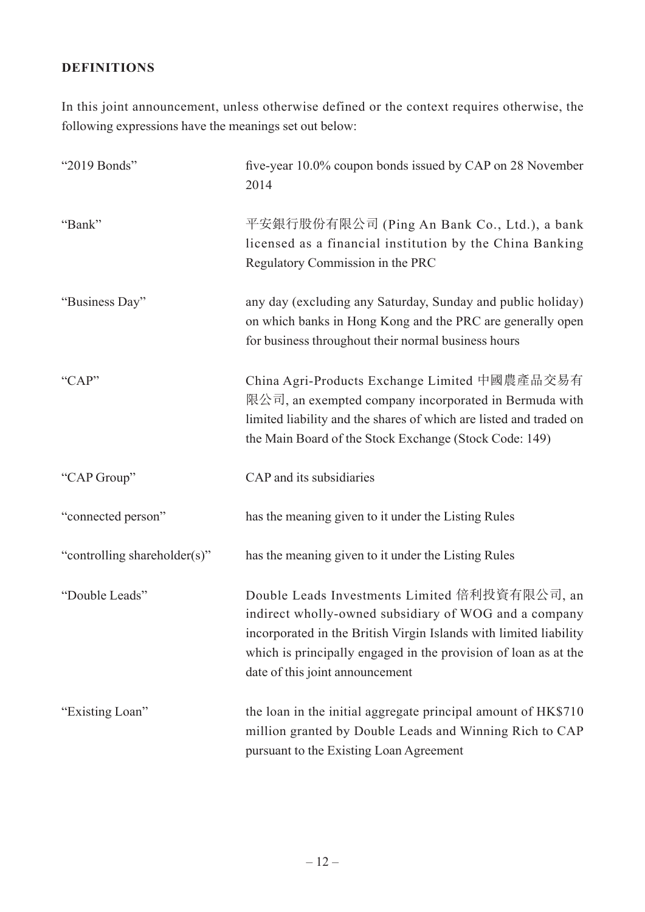## DEFINITIONS

In this joint announcement, unless otherwise defined or the context requires otherwise, the following expressions have the meanings set out below:

| | |
|---|---|
| "2019 Bonds" | five-year 10.0% coupon bonds issued by CAP on 28 November 2014 |
| "Bank" | 平安銀行股份有限公司 (Ping An Bank Co., Ltd.), a bank licensed as a financial institution by the China Banking Regulatory Commission in the PRC |
| "Business Day" | any day (excluding any Saturday, Sunday and public holiday) on which banks in Hong Kong and the PRC are generally open for business throughout their normal business hours |
| "CAP" | China Agri-Products Exchange Limited 中國農產品交易有限公司, an exempted company incorporated in Bermuda with limited liability and the shares of which are listed and traded on the Main Board of the Stock Exchange (Stock Code: 149) |
| "CAP Group" | CAP and its subsidiaries |
| "connected person" | has the meaning given to it under the Listing Rules |
| "controlling shareholder(s)" | has the meaning given to it under the Listing Rules |
| "Double Leads" | Double Leads Investments Limited 倍利投資有限公司, an indirect wholly-owned subsidiary of WOG and a company incorporated in the British Virgin Islands with limited liability which is principally engaged in the provision of loan as at the date of this joint announcement |
| "Existing Loan" | the loan in the initial aggregate principal amount of HK$710 million granted by Double Leads and Winning Rich to CAP pursuant to the Existing Loan Agreement |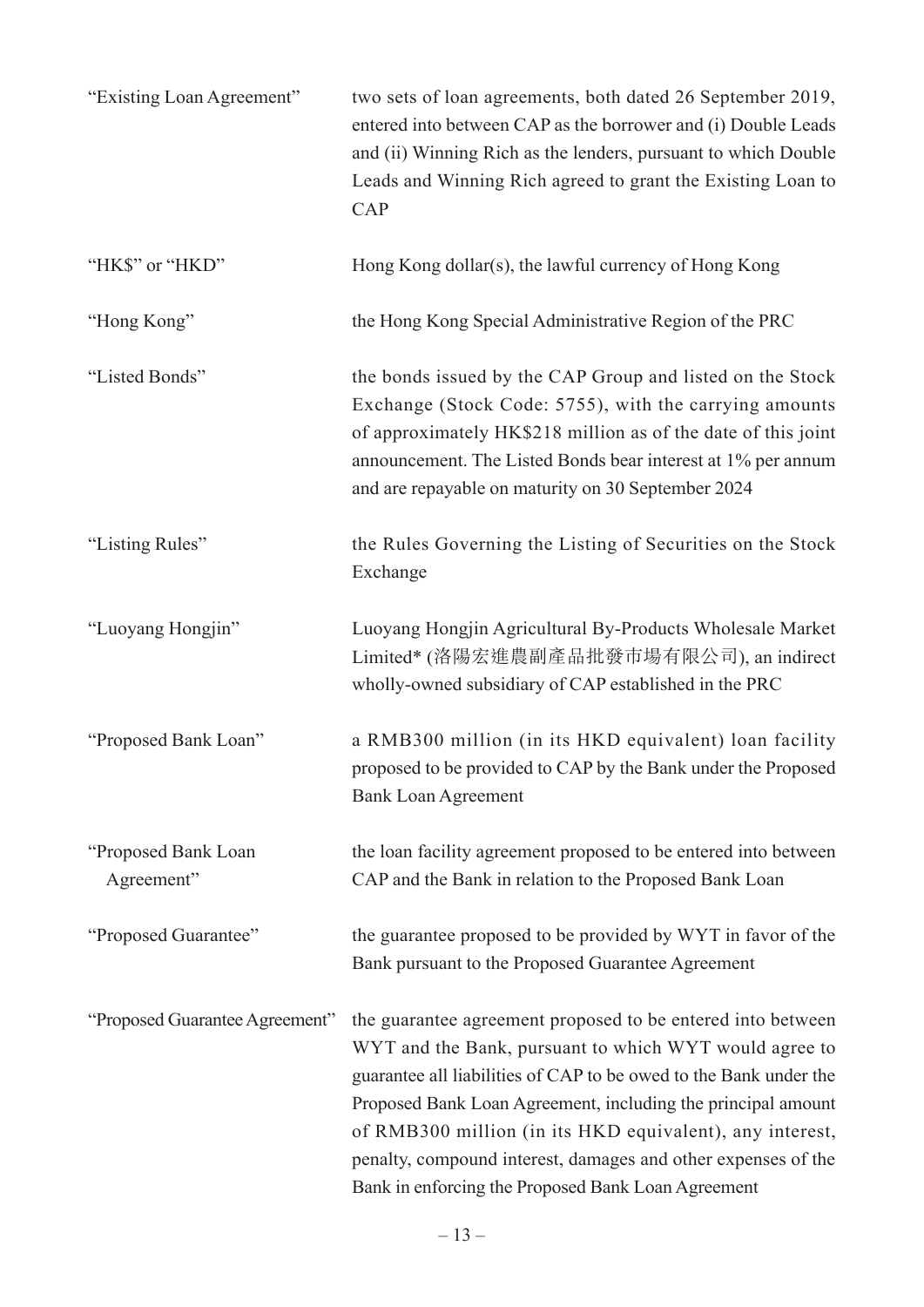| | |
|---|---|
| "Existing Loan Agreement" | two sets of loan agreements, both dated 26 September 2019, entered into between CAP as the borrower and (i) Double Leads and (ii) Winning Rich as the lenders, pursuant to which Double Leads and Winning Rich agreed to grant the Existing Loan to CAP |
| "HK$" or "HKD" | Hong Kong dollar(s), the lawful currency of Hong Kong |
| "Hong Kong" | the Hong Kong Special Administrative Region of the PRC |
| "Listed Bonds" | the bonds issued by the CAP Group and listed on the Stock Exchange (Stock Code: 5755), with the carrying amounts of approximately HK$218 million as of the date of this joint announcement. The Listed Bonds bear interest at 1% per annum and are repayable on maturity on 30 September 2024 |
| "Listing Rules" | the Rules Governing the Listing of Securities on the Stock Exchange |
| "Luoyang Hongjin" | Luoyang Hongjin Agricultural By-Products Wholesale Market Limited* (洛陽宏進農副產品批發市場有限公司), an indirect wholly-owned subsidiary of CAP established in the PRC |
| "Proposed Bank Loan" | a RMB300 million (in its HKD equivalent) loan facility proposed to be provided to CAP by the Bank under the Proposed Bank Loan Agreement |
| "Proposed Bank Loan Agreement" | the loan facility agreement proposed to be entered into between CAP and the Bank in relation to the Proposed Bank Loan |
| "Proposed Guarantee" | the guarantee proposed to be provided by WYT in favor of the Bank pursuant to the Proposed Guarantee Agreement |
| "Proposed Guarantee Agreement" | the guarantee agreement proposed to be entered into between WYT and the Bank, pursuant to which WYT would agree to guarantee all liabilities of CAP to be owed to the Bank under the Proposed Bank Loan Agreement, including the principal amount of RMB300 million (in its HKD equivalent), any interest, penalty, compound interest, damages and other expenses of the Bank in enforcing the Proposed Bank Loan Agreement |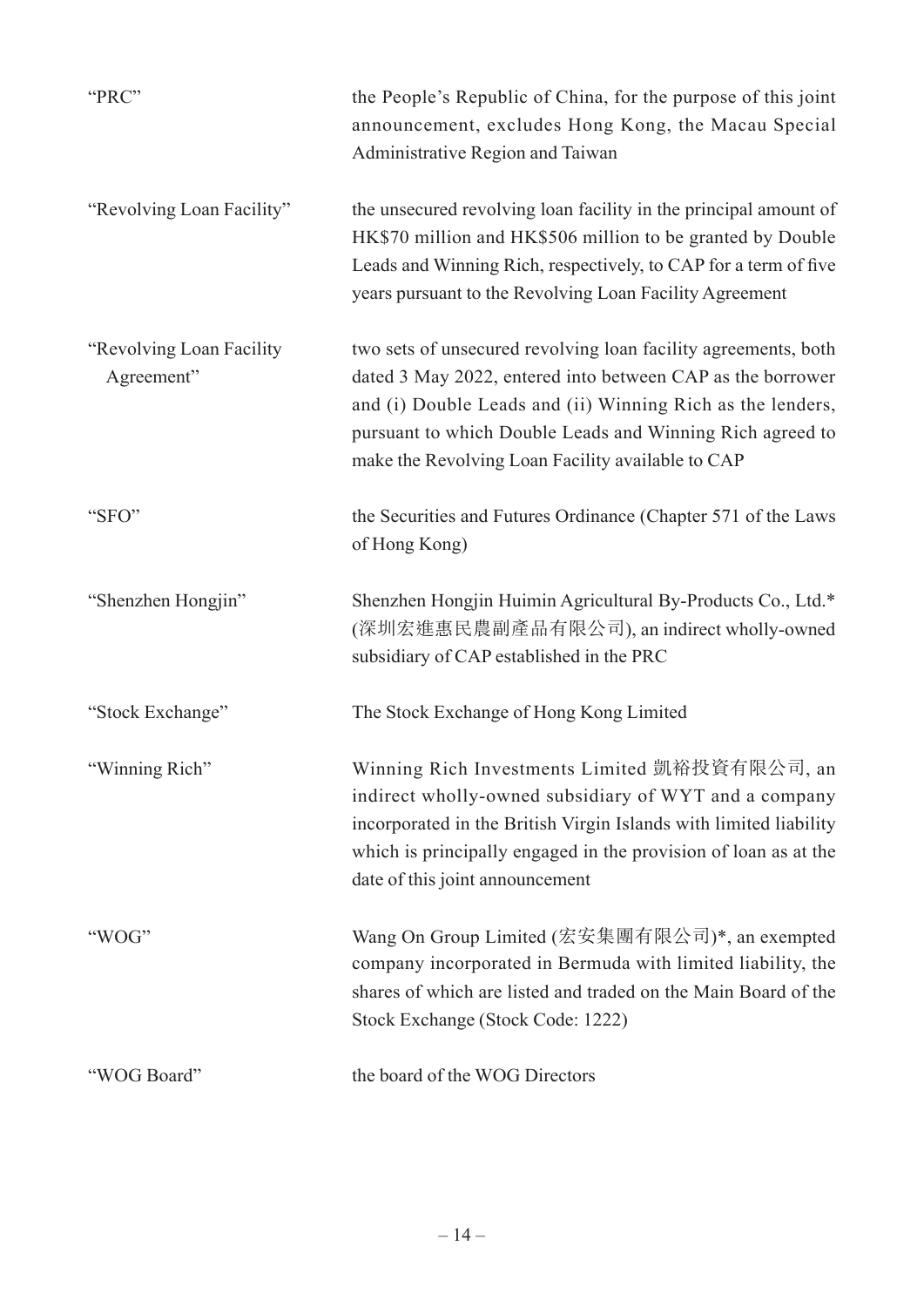| | |
|---|---|
| "PRC" | the People's Republic of China, for the purpose of this joint announcement, excludes Hong Kong, the Macau Special Administrative Region and Taiwan |
| "Revolving Loan Facility" | the unsecured revolving loan facility in the principal amount of HK$70 million and HK$506 million to be granted by Double Leads and Winning Rich, respectively, to CAP for a term of five years pursuant to the Revolving Loan Facility Agreement |
| "Revolving Loan Facility Agreement" | two sets of unsecured revolving loan facility agreements, both dated 3 May 2022, entered into between CAP as the borrower and (i) Double Leads and (ii) Winning Rich as the lenders, pursuant to which Double Leads and Winning Rich agreed to make the Revolving Loan Facility available to CAP |
| "SFO" | the Securities and Futures Ordinance (Chapter 571 of the Laws of Hong Kong) |
| "Shenzhen Hongjin" | Shenzhen Hongjin Huimin Agricultural By-Products Co., Ltd.* (深圳宏進惠民農副產品有限公司), an indirect wholly-owned subsidiary of CAP established in the PRC |
| "Stock Exchange" | The Stock Exchange of Hong Kong Limited |
| "Winning Rich" | Winning Rich Investments Limited 凱裕投資有限公司, an indirect wholly-owned subsidiary of WYT and a company incorporated in the British Virgin Islands with limited liability which is principally engaged in the provision of loan as at the date of this joint announcement |
| "WOG" | Wang On Group Limited (宏安集團有限公司)*, an exempted company incorporated in Bermuda with limited liability, the shares of which are listed and traded on the Main Board of the Stock Exchange (Stock Code: 1222) |
| "WOG Board" | the board of the WOG Directors |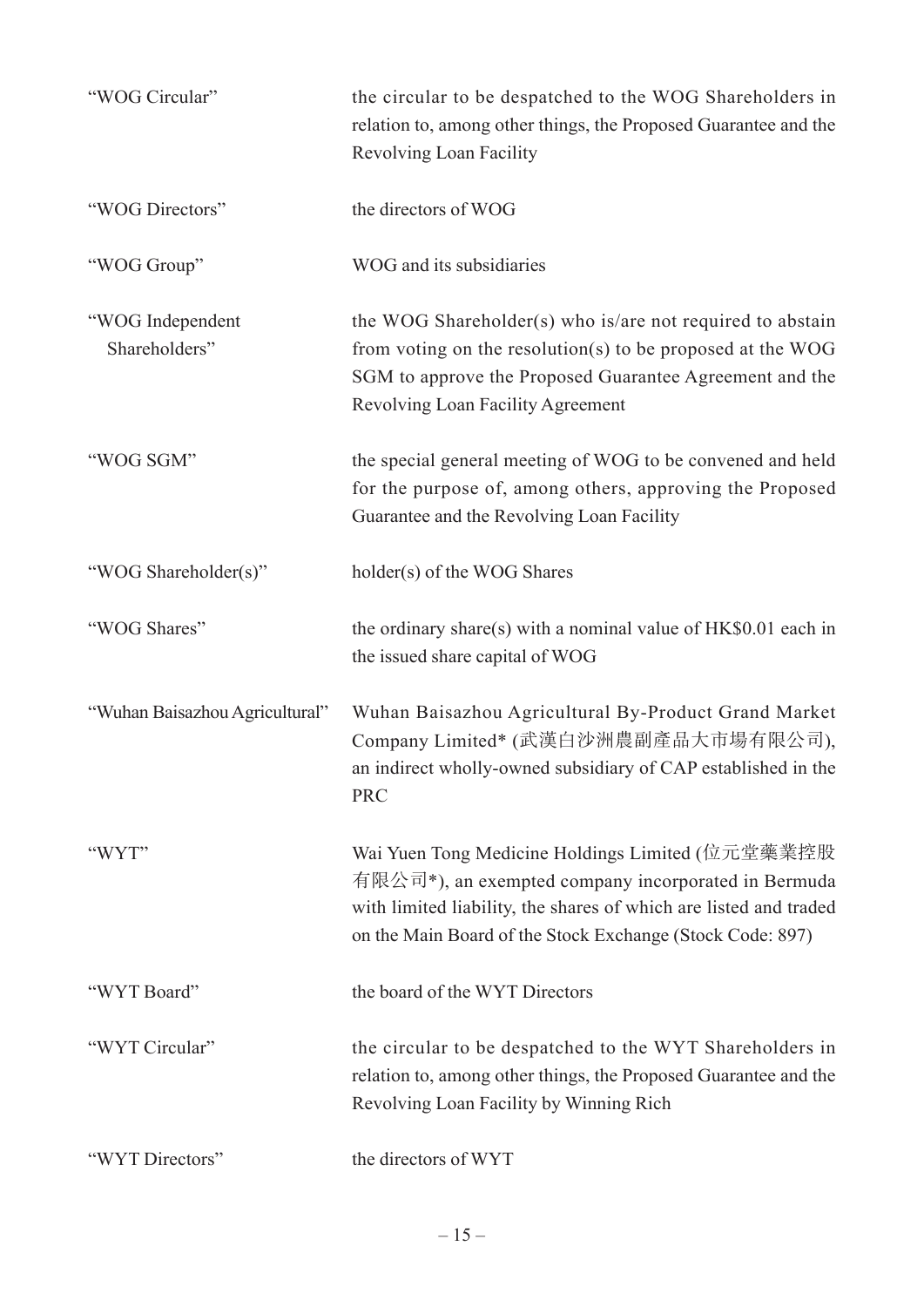| | |
|---|---|
| "WOG Circular" | the circular to be despatched to the WOG Shareholders in relation to, among other things, the Proposed Guarantee and the Revolving Loan Facility |
| "WOG Directors" | the directors of WOG |
| "WOG Group" | WOG and its subsidiaries |
| "WOG Independent Shareholders" | the WOG Shareholder(s) who is/are not required to abstain from voting on the resolution(s) to be proposed at the WOG SGM to approve the Proposed Guarantee Agreement and the Revolving Loan Facility Agreement |
| "WOG SGM" | the special general meeting of WOG to be convened and held for the purpose of, among others, approving the Proposed Guarantee and the Revolving Loan Facility |
| "WOG Shareholder(s)" | holder(s) of the WOG Shares |
| "WOG Shares" | the ordinary share(s) with a nominal value of HK$0.01 each in the issued share capital of WOG |
| "Wuhan Baisazhou Agricultural" | Wuhan Baisazhou Agricultural By-Product Grand Market Company Limited* (武漢白沙洲農副產品大市場有限公司), an indirect wholly-owned subsidiary of CAP established in the PRC |
| "WYT" | Wai Yuen Tong Medicine Holdings Limited (位元堂藥業控股有限公司*), an exempted company incorporated in Bermuda with limited liability, the shares of which are listed and traded on the Main Board of the Stock Exchange (Stock Code: 897) |
| "WYT Board" | the board of the WYT Directors |
| "WYT Circular" | the circular to be despatched to the WYT Shareholders in relation to, among other things, the Proposed Guarantee and the Revolving Loan Facility by Winning Rich |
| "WYT Directors" | the directors of WYT |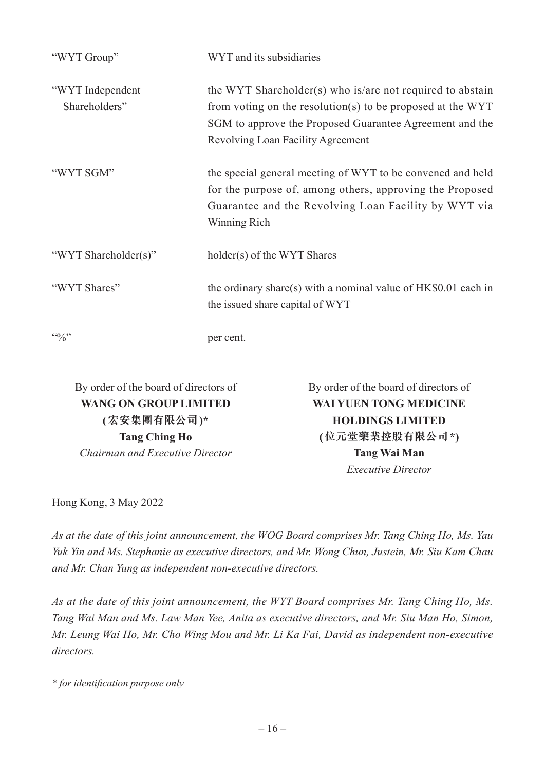| | |
|---|---|
| "WYT Group" | WYT and its subsidiaries |
| "WYT Independent Shareholders" | the WYT Shareholder(s) who is/are not required to abstain from voting on the resolution(s) to be proposed at the WYT SGM to approve the Proposed Guarantee Agreement and the Revolving Loan Facility Agreement |
| "WYT SGM" | the special general meeting of WYT to be convened and held for the purpose of, among others, approving the Proposed Guarantee and the Revolving Loan Facility by WYT via Winning Rich |
| "WYT Shareholder(s)" | holder(s) of the WYT Shares |
| "WYT Shares" | the ordinary share(s) with a nominal value of HK$0.01 each in the issued share capital of WYT |
| "%" | per cent. |

By order of the board of directors of
**WANG ON GROUP LIMITED**
**(宏安集團有限公司)***
**Tang Ching Ho**
*Chairman and Executive Director*

By order of the board of directors of
**WAI YUEN TONG MEDICINE HOLDINGS LIMITED**
**(位元堂藥業控股有限公司*)**
**Tang Wai Man**
*Executive Director*

Hong Kong, 3 May 2022

*As at the date of this joint announcement, the WOG Board comprises Mr. Tang Ching Ho, Ms. Yau Yuk Yin and Ms. Stephanie as executive directors, and Mr. Wong Chun, Justein, Mr. Siu Kam Chau and Mr. Chan Yung as independent non-executive directors.*

*As at the date of this joint announcement, the WYT Board comprises Mr. Tang Ching Ho, Ms. Tang Wai Man and Ms. Law Man Yee, Anita as executive directors, and Mr. Siu Man Ho, Simon, Mr. Leung Wai Ho, Mr. Cho Wing Mou and Mr. Li Ka Fai, David as independent non-executive directors.*

*\* for identification purpose only*